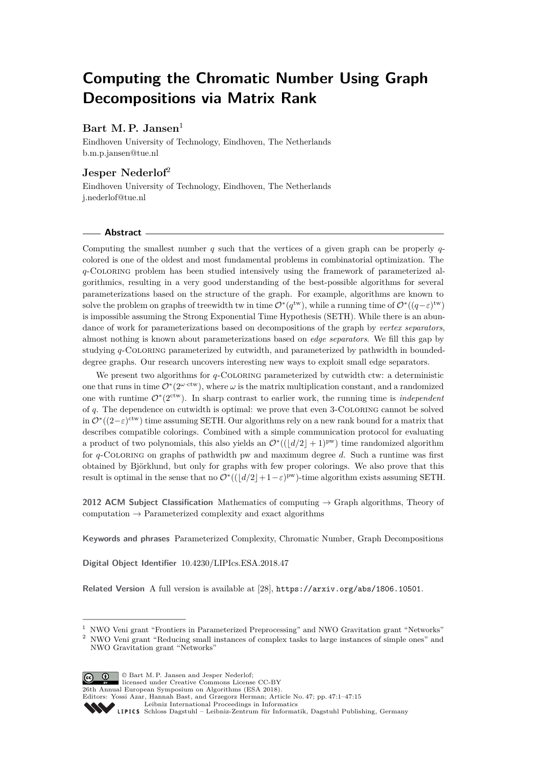# Computing the Chromatic Number Using Graph Decompositions via Matrix Rank

**Bart M. P. Jansen**[1]

Eindhoven University of Technology, Eindhoven, The Netherlands
b.m.p.jansen@tue.nl

**Jesper Nederlof**[2]

Eindhoven University of Technology, Eindhoven, The Netherlands
j.nederlof@tue.nl

## Abstract

Computing the smallest number $q$ such that the vertices of a given graph can be properly $q$-colored is one of the oldest and most fundamental problems in combinatorial optimization. The $q$-Coloring problem has been studied intensively using the framework of parameterized algorithmics, resulting in a very good understanding of the best-possible algorithms for several parameterizations based on the structure of the graph. For example, algorithms are known to solve the problem on graphs of treewidth tw in time $\mathcal{O}^*(q^{\text{tw}})$, while a running time of $\mathcal{O}^*((q-\varepsilon)^{\text{tw}})$ is impossible assuming the Strong Exponential Time Hypothesis (SETH). While there is an abundance of work for parameterizations based on decompositions of the graph by *vertex separators*, almost nothing is known about parameterizations based on *edge separators*. We fill this gap by studying $q$-Coloring parameterized by cutwidth, and parameterized by pathwidth in bounded-degree graphs. Our research uncovers interesting new ways to exploit small edge separators.

We present two algorithms for $q$-Coloring parameterized by cutwidth ctw: a deterministic one that runs in time $\mathcal{O}^*(2^{\omega \cdot \text{ctw}})$, where $\omega$ is the matrix multiplication constant, and a randomized one with runtime $\mathcal{O}^*(2^{\text{ctw}})$. In sharp contrast to earlier work, the running time is *independent* of $q$. The dependence on cutwidth is optimal: we prove that even 3-Coloring cannot be solved in $\mathcal{O}^*((2-\varepsilon)^{\text{ctw}})$ time assuming SETH. Our algorithms rely on a new rank bound for a matrix that describes compatible colorings. Combined with a simple communication protocol for evaluating a product of two polynomials, this also yields an $\mathcal{O}^*((\lfloor d/2 \rfloor + 1)^{\text{pw}})$ time randomized algorithm for $q$-Coloring on graphs of pathwidth pw and maximum degree $d$. Such a runtime was first obtained by Björklund, but only for graphs with few proper colorings. We also prove that this result is optimal in the sense that no $\mathcal{O}^*((\lfloor d/2 \rfloor + 1 - \varepsilon)^{\text{pw}})$-time algorithm exists assuming SETH.

**2012 ACM Subject Classification** Mathematics of computing → Graph algorithms, Theory of computation → Parameterized complexity and exact algorithms

**Keywords and phrases** Parameterized Complexity, Chromatic Number, Graph Decompositions

**Digital Object Identifier** 10.4230/LIPIcs.ESA.2018.47

**Related Version** A full version is available at [28], https://arxiv.org/abs/1806.10501.

---

[1] NWO Veni grant "Frontiers in Parameterized Preprocessing" and NWO Gravitation grant "Networks"

[2] NWO Veni grant "Reducing small instances of complex tasks to large instances of simple ones" and NWO Gravitation grant "Networks"

© Bart M. P. Jansen and Jesper Nederlof;
licensed under Creative Commons License CC-BY
26th Annual European Symposium on Algorithms (ESA 2018).
Editors: Yossi Azar, Hannah Bast, and Grzegorz Herman; Article No. 47; pp. 47:1–47:15
Leibniz International Proceedings in Informatics
Schloss Dagstuhl – Leibniz-Zentrum für Informatik, Dagstuhl Publishing, Germany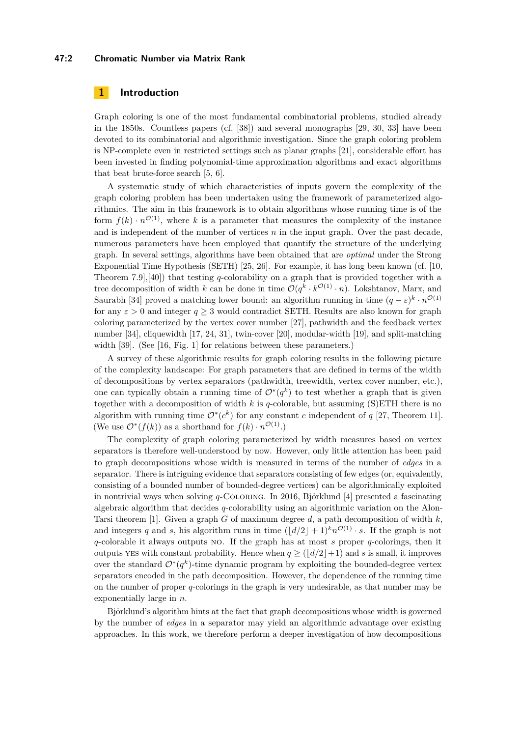## 1 Introduction

Graph coloring is one of the most fundamental combinatorial problems, studied already in the 1850s. Countless papers (cf. [38]) and several monographs [29, 30, 33] have been devoted to its combinatorial and algorithmic investigation. Since the graph coloring problem is NP-complete even in restricted settings such as planar graphs [21], considerable effort has been invested in finding polynomial-time approximation algorithms and exact algorithms that beat brute-force search [5, 6].

A systematic study of which characteristics of inputs govern the complexity of the graph coloring problem has been undertaken using the framework of parameterized algorithmics. The aim in this framework is to obtain algorithms whose running time is of the form $f(k) \cdot n^{\mathcal{O}(1)}$, where $k$ is a parameter that measures the complexity of the instance and is independent of the number of vertices $n$ in the input graph. Over the past decade, numerous parameters have been employed that quantify the structure of the underlying graph. In several settings, algorithms have been obtained that are *optimal* under the Strong Exponential Time Hypothesis (SETH) [25, 26]. For example, it has long been known (cf. [10, Theorem 7.9],[40]) that testing $q$-colorability on a graph that is provided together with a tree decomposition of width $k$ can be done in time $\mathcal{O}(q^k \cdot k^{\mathcal{O}(1)} \cdot n)$. Lokshtanov, Marx, and Saurabh [34] proved a matching lower bound: an algorithm running in time $(q-\varepsilon)^k \cdot n^{\mathcal{O}(1)}$ for any $\varepsilon > 0$ and integer $q \geq 3$ would contradict SETH. Results are also known for graph coloring parameterized by the vertex cover number [27], pathwidth and the feedback vertex number [34], cliquewidth [17, 24, 31], twin-cover [20], modular-width [19], and split-matching width [39]. (See [16, Fig. 1] for relations between these parameters.)

A survey of these algorithmic results for graph coloring results in the following picture of the complexity landscape: For graph parameters that are defined in terms of the width of decompositions by vertex separators (pathwidth, treewidth, vertex cover number, etc.), one can typically obtain a running time of $\mathcal{O}^*(q^k)$ to test whether a graph that is given together with a decomposition of width $k$ is $q$-colorable, but assuming (S)ETH there is no algorithm with running time $\mathcal{O}^*(c^k)$ for any constant $c$ independent of $q$ [27, Theorem 11]. (We use $\mathcal{O}^*(f(k))$ as a shorthand for $f(k) \cdot n^{\mathcal{O}(1)}$.)

The complexity of graph coloring parameterized by width measures based on vertex separators is therefore well-understood by now. However, only little attention has been paid to graph decompositions whose width is measured in terms of the number of *edges* in a separator. There is intriguing evidence that separators consisting of few edges (or, equivalently, consisting of a bounded number of bounded-degree vertices) can be algorithmically exploited in nontrivial ways when solving $q$-Coloring. In 2016, Björklund [4] presented a fascinating algebraic algorithm that decides $q$-colorability using an algorithmic variation on the Alon-Tarsi theorem [1]. Given a graph $G$ of maximum degree $d$, a path decomposition of width $k$, and integers $q$ and $s$, his algorithm runs in time $(\lfloor d/2 \rfloor + 1)^k n^{\mathcal{O}(1)} \cdot s$. If the graph is not $q$-colorable it always outputs NO. If the graph has at most $s$ proper $q$-colorings, then it outputs YES with constant probability. Hence when $q \geq (\lfloor d/2 \rfloor + 1)$ and $s$ is small, it improves over the standard $\mathcal{O}^*(q^k)$-time dynamic program by exploiting the bounded-degree vertex separators encoded in the path decomposition. However, the dependence of the running time on the number of proper $q$-colorings in the graph is very undesirable, as that number may be exponentially large in $n$.

Björklund's algorithm hints at the fact that graph decompositions whose width is governed by the number of *edges* in a separator may yield an algorithmic advantage over existing approaches. In this work, we therefore perform a deeper investigation of how decompositions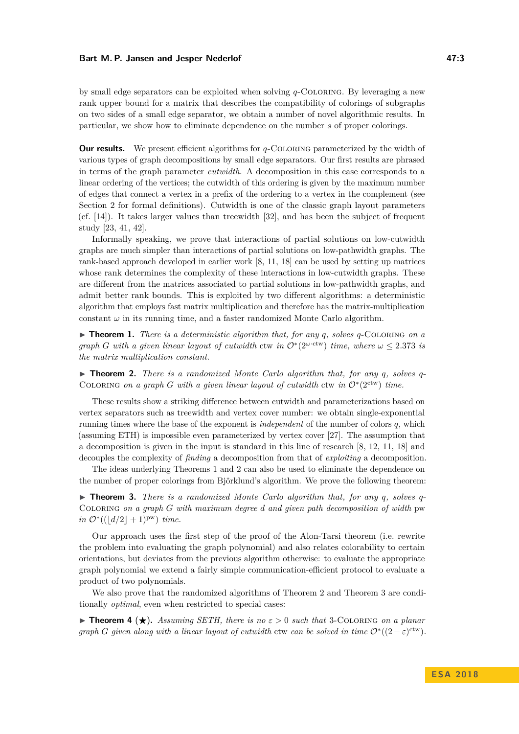by small edge separators can be exploited when solving $q$-Coloring. By leveraging a new rank upper bound for a matrix that describes the compatibility of colorings of subgraphs on two sides of a small edge separator, we obtain a number of novel algorithmic results. In particular, we show how to eliminate dependence on the number $s$ of proper colorings.

**Our results.** We present efficient algorithms for $q$-Coloring parameterized by the width of various types of graph decompositions by small edge separators. Our first results are phrased in terms of the graph parameter *cutwidth*. A decomposition in this case corresponds to a linear ordering of the vertices; the cutwidth of this ordering is given by the maximum number of edges that connect a vertex in a prefix of the ordering to a vertex in the complement (see Section 2 for formal definitions). Cutwidth is one of the classic graph layout parameters (cf. [14]). It takes larger values than treewidth [32], and has been the subject of frequent study [23, 41, 42].

Informally speaking, we prove that interactions of partial solutions on low-cutwidth graphs are much simpler than interactions of partial solutions on low-pathwidth graphs. The rank-based approach developed in earlier work [8, 11, 18] can be used by setting up matrices whose rank determines the complexity of these interactions in low-cutwidth graphs. These are different from the matrices associated to partial solutions in low-pathwidth graphs, and admit better rank bounds. This is exploited by two different algorithms: a deterministic algorithm that employs fast matrix multiplication and therefore has the matrix-multiplication constant $\omega$ in its running time, and a faster randomized Monte Carlo algorithm.

▶ **Theorem 1.** *There is a deterministic algorithm that, for any $q$, solves $q$-Coloring on a graph $G$ with a given linear layout of cutwidth $\mathrm{ctw}$ in $\mathcal{O}^*(2^{\omega \cdot \mathrm{ctw}})$ time, where $\omega \leq 2.373$ is the matrix multiplication constant.*

▶ **Theorem 2.** *There is a randomized Monte Carlo algorithm that, for any $q$, solves $q$-Coloring on a graph $G$ with a given linear layout of cutwidth $\mathrm{ctw}$ in $\mathcal{O}^*(2^{\mathrm{ctw}})$ time.*

These results show a striking difference between cutwidth and parameterizations based on vertex separators such as treewidth and vertex cover number: we obtain single-exponential running times where the base of the exponent is *independent* of the number of colors $q$, which (assuming ETH) is impossible even parameterized by vertex cover [27]. The assumption that a decomposition is given in the input is standard in this line of research [8, 12, 11, 18] and decouples the complexity of *finding* a decomposition from that of *exploiting* a decomposition.

The ideas underlying Theorems 1 and 2 can also be used to eliminate the dependence on the number of proper colorings from Björklund's algorithm. We prove the following theorem:

▶ **Theorem 3.** *There is a randomized Monte Carlo algorithm that, for any $q$, solves $q$-Coloring on a graph $G$ with maximum degree $d$ and given path decomposition of width $\mathrm{pw}$ in $\mathcal{O}^*((\lfloor d/2 \rfloor + 1)^{\mathrm{pw}})$ time.*

Our approach uses the first step of the proof of the Alon-Tarsi theorem (i.e. rewrite the problem into evaluating the graph polynomial) and also relates colorability to certain orientations, but deviates from the previous algorithm otherwise: to evaluate the appropriate graph polynomial we extend a fairly simple communication-efficient protocol to evaluate a product of two polynomials.

We also prove that the randomized algorithms of Theorem 2 and Theorem 3 are conditionally *optimal*, even when restricted to special cases:

▶ **Theorem 4 (★).** *Assuming SETH, there is no $\varepsilon > 0$ such that 3-Coloring on a planar graph $G$ given along with a linear layout of cutwidth $\mathrm{ctw}$ can be solved in time $\mathcal{O}^*((2-\varepsilon)^{\mathrm{ctw}})$.*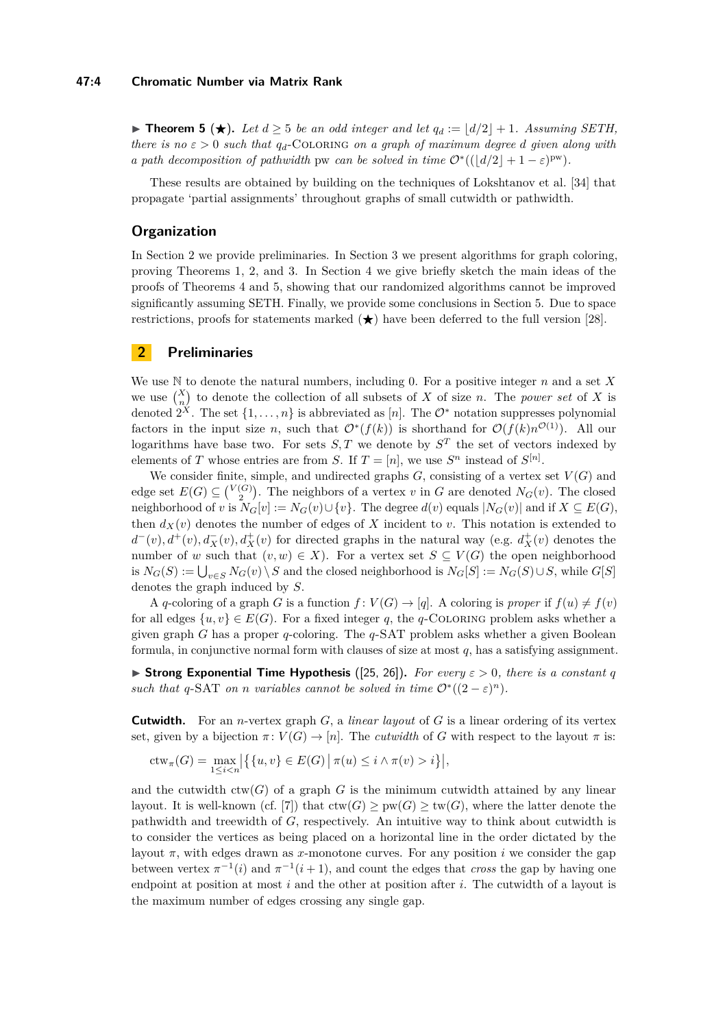▶ **Theorem 5** (★)**.** *Let $d \geq 5$ be an odd integer and let $q_d := \lfloor d/2 \rfloor + 1$. Assuming SETH, there is no $\varepsilon > 0$ such that $q_d$-*Coloring *on a graph of maximum degree $d$ given along with a path decomposition of pathwidth pw can be solved in time $\mathcal{O}^*((\lfloor d/2 \rfloor + 1 - \varepsilon)^{\mathrm{pw}})$.*

These results are obtained by building on the techniques of Lokshtanov et al. [34] that propagate 'partial assignments' throughout graphs of small cutwidth or pathwidth.

## Organization

In Section 2 we provide preliminaries. In Section 3 we present algorithms for graph coloring, proving Theorems 1, 2, and 3. In Section 4 we give briefly sketch the main ideas of the proofs of Theorems 4 and 5, showing that our randomized algorithms cannot be improved significantly assuming SETH. Finally, we provide some conclusions in Section 5. Due to space restrictions, proofs for statements marked (★) have been deferred to the full version [28].

## 2 Preliminaries

We use $\mathbb{N}$ to denote the natural numbers, including 0. For a positive integer $n$ and a set $X$ we use $\binom{X}{n}$ to denote the collection of all subsets of $X$ of size $n$. The *power set* of $X$ is denoted $2^X$. The set $\{1, \ldots, n\}$ is abbreviated as $[n]$. The $\mathcal{O}^*$ notation suppresses polynomial factors in the input size $n$, such that $\mathcal{O}^*(f(k))$ is shorthand for $\mathcal{O}(f(k)n^{\mathcal{O}(1)})$. All our logarithms have base two. For sets $S, T$ we denote by $S^T$ the set of vectors indexed by elements of $T$ whose entries are from $S$. If $T = [n]$, we use $S^n$ instead of $S^{[n]}$.

We consider finite, simple, and undirected graphs $G$, consisting of a vertex set $V(G)$ and edge set $E(G) \subseteq \binom{V(G)}{2}$. The neighbors of a vertex $v$ in $G$ are denoted $N_G(v)$. The closed neighborhood of $v$ is $N_G[v] := N_G(v) \cup \{v\}$. The degree $d(v)$ equals $|N_G(v)|$ and if $X \subseteq E(G)$, then $d_X(v)$ denotes the number of edges of $X$ incident to $v$. This notation is extended to $d^-(v), d^+(v), d^-_X(v), d^+_X(v)$ for directed graphs in the natural way (e.g. $d^+_X(v)$ denotes the number of $w$ such that $(v, w) \in X$). For a vertex set $S \subseteq V(G)$ the open neighborhood is $N_G(S) := \bigcup_{v \in S} N_G(v) \setminus S$ and the closed neighborhood is $N_G[S] := N_G(S) \cup S$, while $G[S]$ denotes the graph induced by $S$.

A $q$-coloring of a graph $G$ is a function $f \colon V(G) \to [q]$. A coloring is *proper* if $f(u) \neq f(v)$ for all edges $\{u, v\} \in E(G)$. For a fixed integer $q$, the $q$-Coloring problem asks whether a given graph $G$ has a proper $q$-coloring. The $q$-SAT problem asks whether a given Boolean formula, in conjunctive normal form with clauses of size at most $q$, has a satisfying assignment.

▶ **Strong Exponential Time Hypothesis** ([25, 26])**.** *For every $\varepsilon > 0$, there is a constant $q$ such that $q$-SAT on $n$ variables cannot be solved in time $\mathcal{O}^*((2 - \varepsilon)^n)$.*

**Cutwidth.** For an $n$-vertex graph $G$, a *linear layout* of $G$ is a linear ordering of its vertex set, given by a bijection $\pi \colon V(G) \to [n]$. The *cutwidth* of $G$ with respect to the layout $\pi$ is:

$$\mathrm{ctw}_\pi(G) = \max_{1 \leq i < n} \left| \left\{ \{u, v\} \in E(G) \;\middle|\; \pi(u) \leq i \wedge \pi(v) > i \right\} \right|,$$

and the cutwidth $\mathrm{ctw}(G)$ of a graph $G$ is the minimum cutwidth attained by any linear layout. It is well-known (cf. [7]) that $\mathrm{ctw}(G) \geq \mathrm{pw}(G) \geq \mathrm{tw}(G)$, where the latter denote the pathwidth and treewidth of $G$, respectively. An intuitive way to think about cutwidth is to consider the vertices as being placed on a horizontal line in the order dictated by the layout $\pi$, with edges drawn as $x$-monotone curves. For any position $i$ we consider the gap between vertex $\pi^{-1}(i)$ and $\pi^{-1}(i+1)$, and count the edges that *cross* the gap by having one endpoint at position at most $i$ and the other at position after $i$. The cutwidth of a layout is the maximum number of edges crossing any single gap.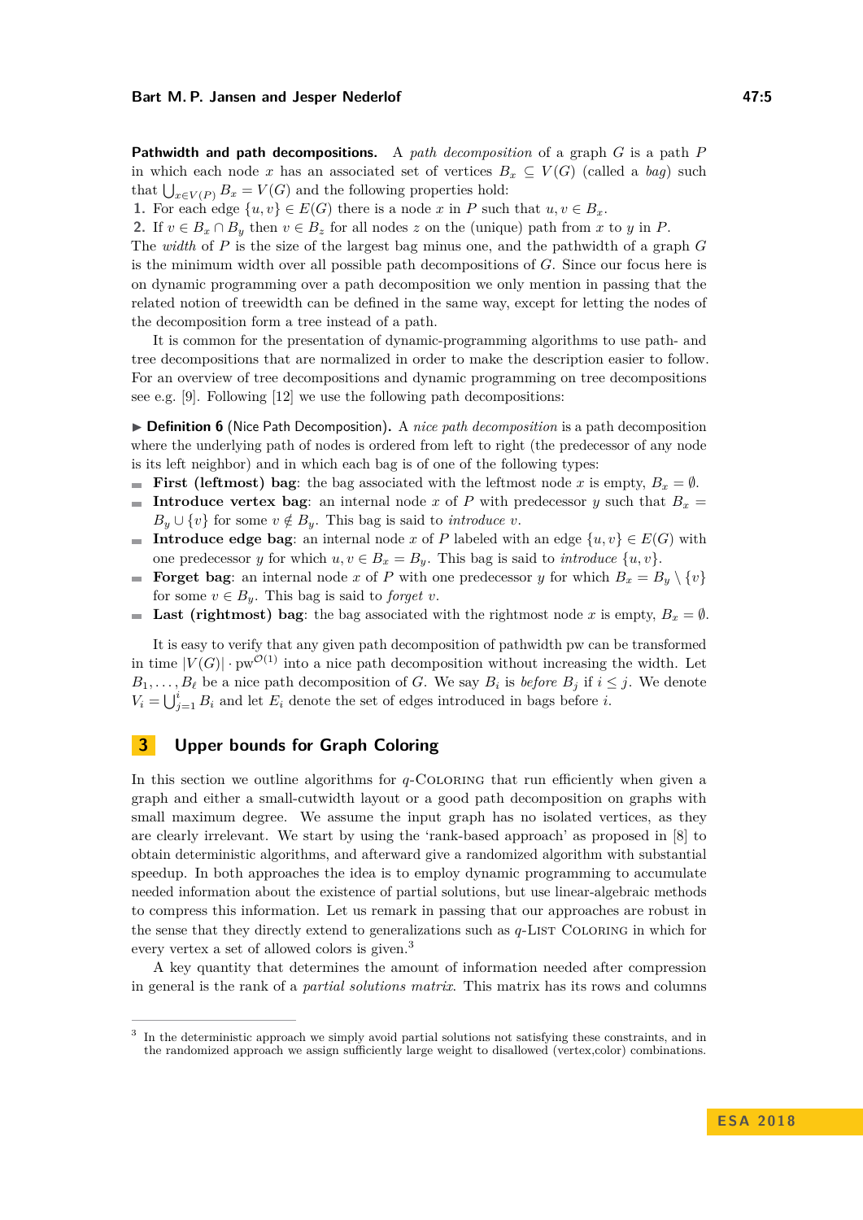**Pathwidth and path decompositions.** A *path decomposition* of a graph $G$ is a path $P$ in which each node $x$ has an associated set of vertices $B_x \subseteq V(G)$ (called a *bag*) such that $\bigcup_{x \in V(P)} B_x = V(G)$ and the following properties hold:

1. For each edge $\{u, v\} \in E(G)$ there is a node $x$ in $P$ such that $u, v \in B_x$.
2. If $v \in B_x \cap B_y$ then $v \in B_z$ for all nodes $z$ on the (unique) path from $x$ to $y$ in $P$.

The *width* of $P$ is the size of the largest bag minus one, and the pathwidth of a graph $G$ is the minimum width over all possible path decompositions of $G$. Since our focus here is on dynamic programming over a path decomposition we only mention in passing that the related notion of treewidth can be defined in the same way, except for letting the nodes of the decomposition form a tree instead of a path.

It is common for the presentation of dynamic-programming algorithms to use path- and tree decompositions that are normalized in order to make the description easier to follow. For an overview of tree decompositions and dynamic programming on tree decompositions see e.g. [9]. Following [12] we use the following path decompositions:

▶ **Definition 6** (Nice Path Decomposition). A *nice path decomposition* is a path decomposition where the underlying path of nodes is ordered from left to right (the predecessor of any node is its left neighbor) and in which each bag is of one of the following types:

- **First (leftmost) bag**: the bag associated with the leftmost node $x$ is empty, $B_x = \emptyset$.
- **Introduce vertex bag**: an internal node $x$ of $P$ with predecessor $y$ such that $B_x = B_y \cup \{v\}$ for some $v \notin B_y$. This bag is said to *introduce* $v$.
- **Introduce edge bag**: an internal node $x$ of $P$ labeled with an edge $\{u, v\} \in E(G)$ with one predecessor $y$ for which $u, v \in B_x = B_y$. This bag is said to *introduce* $\{u, v\}$.
- **Forget bag**: an internal node $x$ of $P$ with one predecessor $y$ for which $B_x = B_y \setminus \{v\}$ for some $v \in B_y$. This bag is said to *forget* $v$.
- **Last (rightmost) bag**: the bag associated with the rightmost node $x$ is empty, $B_x = \emptyset$.

It is easy to verify that any given path decomposition of pathwidth pw can be transformed in time $|V(G)| \cdot \mathrm{pw}^{\mathcal{O}(1)}$ into a nice path decomposition without increasing the width. Let $B_1, \ldots, B_\ell$ be a nice path decomposition of $G$. We say $B_i$ is *before* $B_j$ if $i \leq j$. We denote $V_i = \bigcup_{j=1}^{i} B_i$ and let $E_i$ denote the set of edges introduced in bags before $i$.

## 3 Upper bounds for Graph Coloring

In this section we outline algorithms for $q$-Coloring that run efficiently when given a graph and either a small-cutwidth layout or a good path decomposition on graphs with small maximum degree. We assume the input graph has no isolated vertices, as they are clearly irrelevant. We start by using the 'rank-based approach' as proposed in [8] to obtain deterministic algorithms, and afterward give a randomized algorithm with substantial speedup. In both approaches the idea is to employ dynamic programming to accumulate needed information about the existence of partial solutions, but use linear-algebraic methods to compress this information. Let us remark in passing that our approaches are robust in the sense that they directly extend to generalizations such as $q$-List Coloring in which for every vertex a set of allowed colors is given.[3]

A key quantity that determines the amount of information needed after compression in general is the rank of a *partial solutions matrix*. This matrix has its rows and columns

[3] In the deterministic approach we simply avoid partial solutions not satisfying these constraints, and in the randomized approach we assign sufficiently large weight to disallowed (vertex,color) combinations.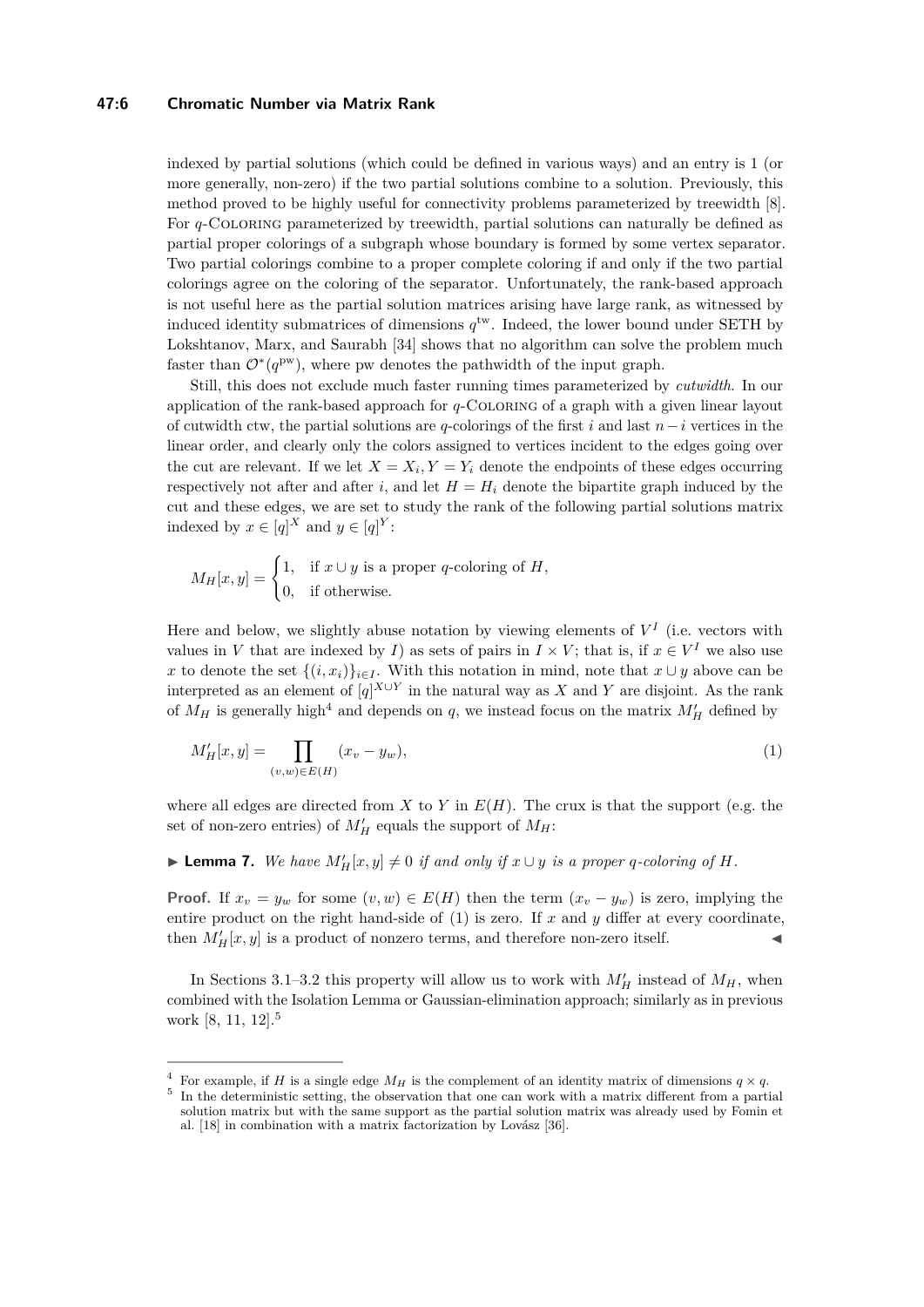indexed by partial solutions (which could be defined in various ways) and an entry is 1 (or more generally, non-zero) if the two partial solutions combine to a solution. Previously, this method proved to be highly useful for connectivity problems parameterized by treewidth [8]. For $q$-Coloring parameterized by treewidth, partial solutions can naturally be defined as partial proper colorings of a subgraph whose boundary is formed by some vertex separator. Two partial colorings combine to a proper complete coloring if and only if the two partial colorings agree on the coloring of the separator. Unfortunately, the rank-based approach is not useful here as the partial solution matrices arising have large rank, as witnessed by induced identity submatrices of dimensions $q^{\mathrm{tw}}$. Indeed, the lower bound under SETH by Lokshtanov, Marx, and Saurabh [34] shows that no algorithm can solve the problem much faster than $\mathcal{O}^*(q^{\mathrm{pw}})$, where pw denotes the pathwidth of the input graph.

Still, this does not exclude much faster running times parameterized by *cutwidth*. In our application of the rank-based approach for $q$-Coloring of a graph with a given linear layout of cutwidth ctw, the partial solutions are $q$-colorings of the first $i$ and last $n-i$ vertices in the linear order, and clearly only the colors assigned to vertices incident to the edges going over the cut are relevant. If we let $X = X_i, Y = Y_i$ denote the endpoints of these edges occurring respectively not after and after $i$, and let $H = H_i$ denote the bipartite graph induced by the cut and these edges, we are set to study the rank of the following partial solutions matrix indexed by $x \in [q]^X$ and $y \in [q]^Y$:

$$M_H[x,y] = \begin{cases} 1, & \text{if } x \cup y \text{ is a proper } q\text{-coloring of } H, \\ 0, & \text{if otherwise.} \end{cases}$$

Here and below, we slightly abuse notation by viewing elements of $V^I$ (i.e. vectors with values in $V$ that are indexed by $I$) as sets of pairs in $I \times V$; that is, if $x \in V^I$ we also use $x$ to denote the set $\{(i, x_i)\}_{i \in I}$. With this notation in mind, note that $x \cup y$ above can be interpreted as an element of $[q]^{X \cup Y}$ in the natural way as $X$ and $Y$ are disjoint. As the rank of $M_H$ is generally high[4] and depends on $q$, we instead focus on the matrix $M'_H$ defined by

$$M'_H[x,y] = \prod_{(v,w) \in E(H)} (x_v - y_w), \tag{1}$$

where all edges are directed from $X$ to $Y$ in $E(H)$. The crux is that the support (e.g. the set of non-zero entries) of $M'_H$ equals the support of $M_H$:

▶ **Lemma 7.** *We have $M'_H[x,y] \neq 0$ if and only if $x \cup y$ is a proper $q$-coloring of $H$.*

**Proof.** If $x_v = y_w$ for some $(v,w) \in E(H)$ then the term $(x_v - y_w)$ is zero, implying the entire product on the right hand-side of (1) is zero. If $x$ and $y$ differ at every coordinate, then $M'_H[x,y]$ is a product of nonzero terms, and therefore non-zero itself. ◀

In Sections 3.1–3.2 this property will allow us to work with $M'_H$ instead of $M_H$, when combined with the Isolation Lemma or Gaussian-elimination approach; similarly as in previous work [8, 11, 12].[5]

---

[4] For example, if $H$ is a single edge $M_H$ is the complement of an identity matrix of dimensions $q \times q$.

[5] In the deterministic setting, the observation that one can work with a matrix different from a partial solution matrix but with the same support as the partial solution matrix was already used by Fomin et al. [18] in combination with a matrix factorization by Lovász [36].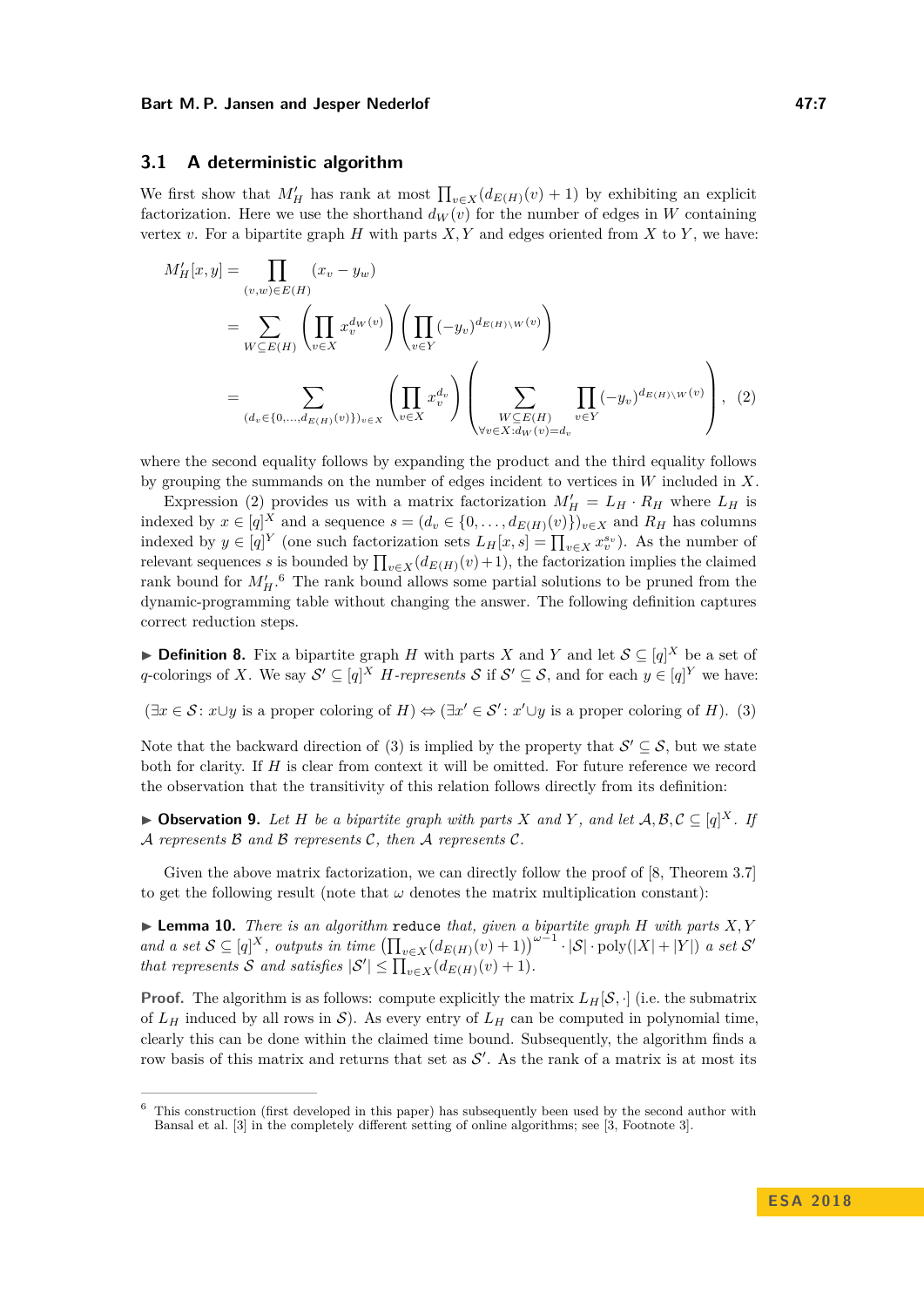## 3.1 A deterministic algorithm

We first show that $M'_H$ has rank at most $\prod_{v \in X}(d_{E(H)}(v)+1)$ by exhibiting an explicit factorization. Here we use the shorthand $d_W(v)$ for the number of edges in $W$ containing vertex $v$. For a bipartite graph $H$ with parts $X, Y$ and edges oriented from $X$ to $Y$, we have:

$$
\begin{aligned}
M'_H[x,y] &= \prod_{(v,w) \in E(H)} (x_v - y_w) \\
&= \sum_{W \subseteq E(H)} \left( \prod_{v \in X} x_v^{d_W(v)} \right) \left( \prod_{v \in Y} (-y_v)^{d_{E(H) \setminus W}(v)} \right) \\
&= \sum_{(d_v \in \{0,\dots,d_{E(H)}(v)\})_{v \in X}} \left( \prod_{v \in X} x_v^{d_v} \right) \left( \sum_{\substack{W \subseteq E(H) \\ \forall v \in X : d_W(v) = d_v}} \prod_{v \in Y} (-y_v)^{d_{E(H) \setminus W}(v)} \right), \quad (2)
\end{aligned}
$$

where the second equality follows by expanding the product and the third equality follows by grouping the summands on the number of edges incident to vertices in $W$ included in $X$.

Expression (2) provides us with a matrix factorization $M'_H = L_H \cdot R_H$ where $L_H$ is indexed by $x \in [q]^X$ and a sequence $s = (d_v \in \{0, \dots, d_{E(H)}(v)\})_{v \in X}$ and $R_H$ has columns indexed by $y \in [q]^Y$ (one such factorization sets $L_H[x,s] = \prod_{v \in X} x_v^{s_v}$). As the number of relevant sequences $s$ is bounded by $\prod_{v \in X}(d_{E(H)}(v)+1)$, the factorization implies the claimed rank bound for $M'_H$.[6] The rank bound allows some partial solutions to be pruned from the dynamic-programming table without changing the answer. The following definition captures correct reduction steps.

▶ **Definition 8.** Fix a bipartite graph $H$ with parts $X$ and $Y$ and let $\mathcal{S} \subseteq [q]^X$ be a set of $q$-colorings of $X$. We say $\mathcal{S}' \subseteq [q]^X$ *$H$-represents* $\mathcal{S}$ if $\mathcal{S}' \subseteq \mathcal{S}$, and for each $y \in [q]^Y$ we have:

$$(\exists x \in \mathcal{S} \colon x \cup y \text{ is a proper coloring of } H) \Leftrightarrow (\exists x' \in \mathcal{S}' \colon x' \cup y \text{ is a proper coloring of } H). \quad (3)$$

Note that the backward direction of (3) is implied by the property that $\mathcal{S}' \subseteq \mathcal{S}$, but we state both for clarity. If $H$ is clear from context it will be omitted. For future reference we record the observation that the transitivity of this relation follows directly from its definition:

▶ **Observation 9.** *Let $H$ be a bipartite graph with parts $X$ and $Y$, and let $\mathcal{A}, \mathcal{B}, \mathcal{C} \subseteq [q]^X$. If $\mathcal{A}$ represents $\mathcal{B}$ and $\mathcal{B}$ represents $\mathcal{C}$, then $\mathcal{A}$ represents $\mathcal{C}$.*

Given the above matrix factorization, we can directly follow the proof of [8, Theorem 3.7] to get the following result (note that $\omega$ denotes the matrix multiplication constant):

▶ **Lemma 10.** *There is an algorithm* `reduce` *that, given a bipartite graph $H$ with parts $X, Y$ and a set $\mathcal{S} \subseteq [q]^X$, outputs in time $\left(\prod_{v \in X}(d_{E(H)}(v)+1)\right)^{\omega-1} \cdot |\mathcal{S}| \cdot \text{poly}(|X|+|Y|)$ a set $\mathcal{S}'$ that represents $\mathcal{S}$ and satisfies $|\mathcal{S}'| \leq \prod_{v \in X}(d_{E(H)}(v)+1)$.*

**Proof.** The algorithm is as follows: compute explicitly the matrix $L_H[\mathcal{S}, \cdot]$ (i.e. the submatrix of $L_H$ induced by all rows in $\mathcal{S}$). As every entry of $L_H$ can be computed in polynomial time, clearly this can be done within the claimed time bound. Subsequently, the algorithm finds a row basis of this matrix and returns that set as $\mathcal{S}'$. As the rank of a matrix is at most its

[6] This construction (first developed in this paper) has subsequently been used by the second author with Bansal et al. [3] in the completely different setting of online algorithms; see [3, Footnote 3].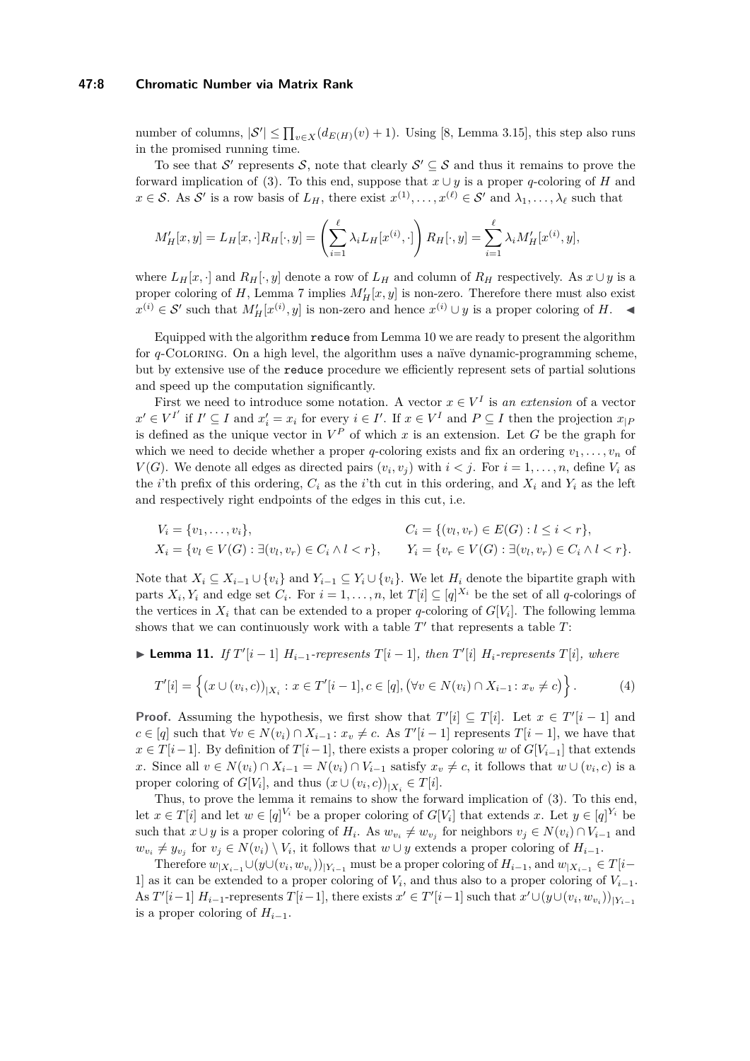number of columns, $|\mathcal{S}'| \leq \prod_{v \in X}(d_{E(H)}(v)+1)$. Using [8, Lemma 3.15], this step also runs in the promised running time.

To see that $\mathcal{S}'$ represents $\mathcal{S}$, note that clearly $\mathcal{S}' \subseteq \mathcal{S}$ and thus it remains to prove the forward implication of (3). To this end, suppose that $x \cup y$ is a proper $q$-coloring of $H$ and $x \in \mathcal{S}$. As $\mathcal{S}'$ is a row basis of $L_H$, there exist $x^{(1)}, \ldots, x^{(\ell)} \in \mathcal{S}'$ and $\lambda_1, \ldots, \lambda_\ell$ such that

$$M'_H[x,y] = L_H[x,\cdot]R_H[\cdot,y] = \left(\sum_{i=1}^{\ell} \lambda_i L_H[x^{(i)},\cdot]\right) R_H[\cdot,y] = \sum_{i=1}^{\ell} \lambda_i M'_H[x^{(i)},y],$$

where $L_H[x,\cdot]$ and $R_H[\cdot,y]$ denote a row of $L_H$ and column of $R_H$ respectively. As $x \cup y$ is a proper coloring of $H$, Lemma 7 implies $M'_H[x,y]$ is non-zero. Therefore there must also exist $x^{(i)} \in \mathcal{S}'$ such that $M'_H[x^{(i)},y]$ is non-zero and hence $x^{(i)} \cup y$ is a proper coloring of $H$. ◀

Equipped with the algorithm `reduce` from Lemma 10 we are ready to present the algorithm for $q$-Coloring. On a high level, the algorithm uses a naïve dynamic-programming scheme, but by extensive use of the `reduce` procedure we efficiently represent sets of partial solutions and speed up the computation significantly.

First we need to introduce some notation. A vector $x \in V^I$ is *an extension* of a vector $x' \in V^{I'}$ if $I' \subseteq I$ and $x'_i = x_i$ for every $i \in I'$. If $x \in V^I$ and $P \subseteq I$ then the projection $x_{|P}$ is defined as the unique vector in $V^P$ of which $x$ is an extension. Let $G$ be the graph for which we need to decide whether a proper $q$-coloring exists and fix an ordering $v_1, \ldots, v_n$ of $V(G)$. We denote all edges as directed pairs $(v_i, v_j)$ with $i < j$. For $i = 1, \ldots, n$, define $V_i$ as the $i$'th prefix of this ordering, $C_i$ as the $i$'th cut in this ordering, and $X_i$ and $Y_i$ as the left and respectively right endpoints of the edges in this cut, i.e.

$$V_i = \{v_1, \ldots, v_i\}, \qquad C_i = \{(v_l, v_r) \in E(G) : l \leq i < r\},$$
$$X_i = \{v_l \in V(G) : \exists (v_l, v_r) \in C_i \wedge l < r\}, \qquad Y_i = \{v_r \in V(G) : \exists (v_l, v_r) \in C_i \wedge l < r\}.$$

Note that $X_i \subseteq X_{i-1} \cup \{v_i\}$ and $Y_{i-1} \subseteq Y_i \cup \{v_i\}$. We let $H_i$ denote the bipartite graph with parts $X_i, Y_i$ and edge set $C_i$. For $i = 1, \ldots, n$, let $T[i] \subseteq [q]^{X_i}$ be the set of all $q$-colorings of the vertices in $X_i$ that can be extended to a proper $q$-coloring of $G[V_i]$. The following lemma shows that we can continuously work with a table $T'$ that represents a table $T$:

▶ **Lemma 11.** *If $T'[i-1]$ $H_{i-1}$-represents $T[i-1]$, then $T'[i]$ $H_i$-represents $T[i]$, where*

$$T'[i] = \left\{ (x \cup (v_i, c))_{|X_i} : x \in T'[i-1], c \in [q], \left(\forall v \in N(v_i) \cap X_{i-1} \colon x_v \neq c\right) \right\}. \tag{4}$$

**Proof.** Assuming the hypothesis, we first show that $T'[i] \subseteq T[i]$. Let $x \in T'[i-1]$ and $c \in [q]$ such that $\forall v \in N(v_i) \cap X_{i-1} \colon x_v \neq c$. As $T'[i-1]$ represents $T[i-1]$, we have that $x \in T[i-1]$. By definition of $T[i-1]$, there exists a proper coloring $w$ of $G[V_{i-1}]$ that extends $x$. Since all $v \in N(v_i) \cap X_{i-1} = N(v_i) \cap V_{i-1}$ satisfy $x_v \neq c$, it follows that $w \cup (v_i, c)$ is a proper coloring of $G[V_i]$, and thus $(x \cup (v_i, c))_{|X_i} \in T[i]$.

Thus, to prove the lemma it remains to show the forward implication of (3). To this end, let $x \in T[i]$ and let $w \in [q]^{V_i}$ be a proper coloring of $G[V_i]$ that extends $x$. Let $y \in [q]^{Y_i}$ be such that $x \cup y$ is a proper coloring of $H_i$. As $w_{v_i} \neq w_{v_j}$ for neighbors $v_j \in N(v_i) \cap V_{i-1}$ and $w_{v_i} \neq y_{v_j}$ for $v_j \in N(v_i) \setminus V_i$, it follows that $w \cup y$ extends a proper coloring of $H_{i-1}$.

Therefore $w_{|X_{i-1}} \cup (y \cup (v_i, w_{v_i}))_{|Y_{i-1}}$ must be a proper coloring of $H_{i-1}$, and $w_{|X_{i-1}} \in T[i-1]$ as it can be extended to a proper coloring of $V_i$, and thus also to a proper coloring of $V_{i-1}$. As $T'[i-1]$ $H_{i-1}$-represents $T[i-1]$, there exists $x' \in T'[i-1]$ such that $x' \cup (y \cup (v_i, w_{v_i}))_{|Y_{i-1}}$ is a proper coloring of $H_{i-1}$.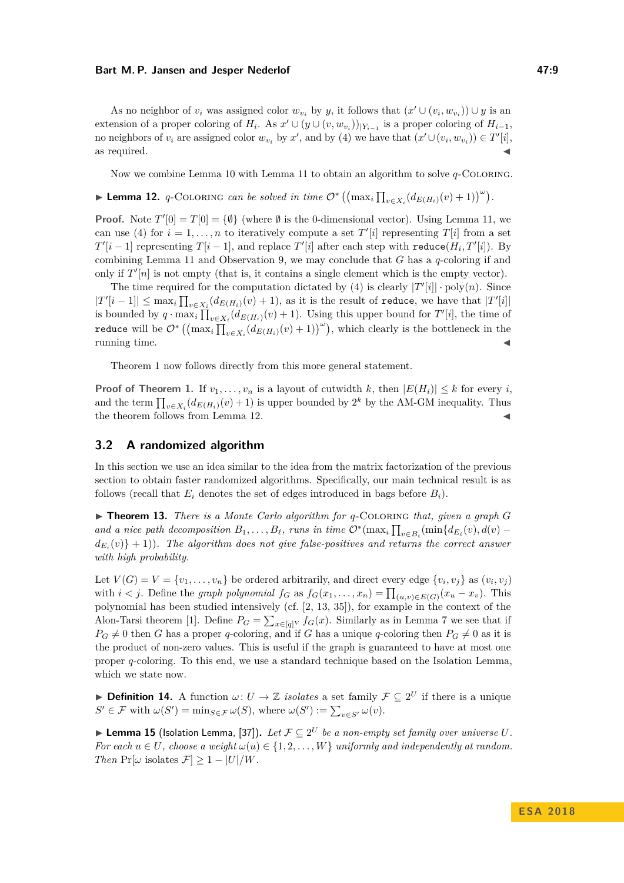As no neighbor of $v_i$ was assigned color $w_{v_i}$ by $y$, it follows that $(x' \cup (v_i, w_{v_i})) \cup y$ is an extension of a proper coloring of $H_i$. As $x' \cup (y \cup (v, w_{v_i}))_{|Y_{i-1}}$ is a proper coloring of $H_{i-1}$, no neighbors of $v_i$ are assigned color $w_{v_i}$ by $x'$, and by (4) we have that $(x' \cup (v_i, w_{v_i})) \in T'[i]$, as required. ◀

Now we combine Lemma 10 with Lemma 11 to obtain an algorithm to solve $q$-Coloring.

▶ **Lemma 12.** *$q$-Coloring can be solved in time $\mathcal{O}^*\left(\left(\max_i \prod_{v \in X_i}(d_{E(H_i)}(v)+1)\right)^{\omega}\right)$.*

**Proof.** Note $T'[0] = T[0] = \{\emptyset\}$ (where $\emptyset$ is the 0-dimensional vector). Using Lemma 11, we can use (4) for $i = 1, \dots, n$ to iteratively compute a set $T'[i]$ representing $T[i]$ from a set $T'[i-1]$ representing $T[i-1]$, and replace $T'[i]$ after each step with `reduce`$(H_i, T'[i])$. By combining Lemma 11 and Observation 9, we may conclude that $G$ has a $q$-coloring if and only if $T'[n]$ is not empty (that is, it contains a single element which is the empty vector).

The time required for the computation dictated by (4) is clearly $|T'[i]| \cdot \mathrm{poly}(n)$. Since $|T'[i-1]| \leq \max_i \prod_{v \in X_i}(d_{E(H_i)}(v)+1)$, as it is the result of `reduce`, we have that $|T'[i]|$ is bounded by $q \cdot \max_i \prod_{v \in X_i}(d_{E(H_i)}(v)+1)$. Using this upper bound for $T'[i]$, the time of `reduce` will be $\mathcal{O}^*\left(\left(\max_i \prod_{v \in X_i}(d_{E(H_i)}(v)+1)\right)^{\omega}\right)$, which clearly is the bottleneck in the running time. ◀

Theorem 1 now follows directly from this more general statement.

**Proof of Theorem 1.** If $v_1, \dots, v_n$ is a layout of cutwidth $k$, then $|E(H_i)| \leq k$ for every $i$, and the term $\prod_{v \in X_i}(d_{E(H_i)}(v)+1)$ is upper bounded by $2^k$ by the AM-GM inequality. Thus the theorem follows from Lemma 12. ◀

## 3.2 A randomized algorithm

In this section we use an idea similar to the idea from the matrix factorization of the previous section to obtain faster randomized algorithms. Specifically, our main technical result is as follows (recall that $E_i$ denotes the set of edges introduced in bags before $B_i$).

▶ **Theorem 13.** *There is a Monte Carlo algorithm for $q$-Coloring that, given a graph $G$ and a nice path decomposition $B_1, \dots, B_\ell$, runs in time $\mathcal{O}^*(\max_i \prod_{v \in B_i}(\min\{d_{E_i}(v), d(v) - d_{E_i}(v)\}+1))$. The algorithm does not give false-positives and returns the correct answer with high probability.*

Let $V(G) = V = \{v_1, \dots, v_n\}$ be ordered arbitrarily, and direct every edge $\{v_i, v_j\}$ as $(v_i, v_j)$ with $i < j$. Define the *graph polynomial* $f_G$ as $f_G(x_1, \dots, x_n) = \prod_{(u,v) \in E(G)}(x_u - x_v)$. This polynomial has been studied intensively (cf. [2, 13, 35]), for example in the context of the Alon-Tarsi theorem [1]. Define $P_G = \sum_{x \in [q]^V} f_G(x)$. Similarly as in Lemma 7 we see that if $P_G \neq 0$ then $G$ has a proper $q$-coloring, and if $G$ has a unique $q$-coloring then $P_G \neq 0$ as it is the product of non-zero values. This is useful if the graph is guaranteed to have at most one proper $q$-coloring. To this end, we use a standard technique based on the Isolation Lemma, which we state now.

▶ **Definition 14.** A function $\omega \colon U \to \mathbb{Z}$ *isolates* a set family $\mathcal{F} \subseteq 2^U$ if there is a unique $S' \in \mathcal{F}$ with $\omega(S') = \min_{S \in \mathcal{F}} \omega(S)$, where $\omega(S') := \sum_{v \in S'} \omega(v)$.

▶ **Lemma 15** (Isolation Lemma, [37])**.** *Let $\mathcal{F} \subseteq 2^U$ be a non-empty set family over universe $U$. For each $u \in U$, choose a weight $\omega(u) \in \{1, 2, \dots, W\}$ uniformly and independently at random. Then $\Pr[\omega$ isolates $\mathcal{F}] \geq 1 - |U|/W$.*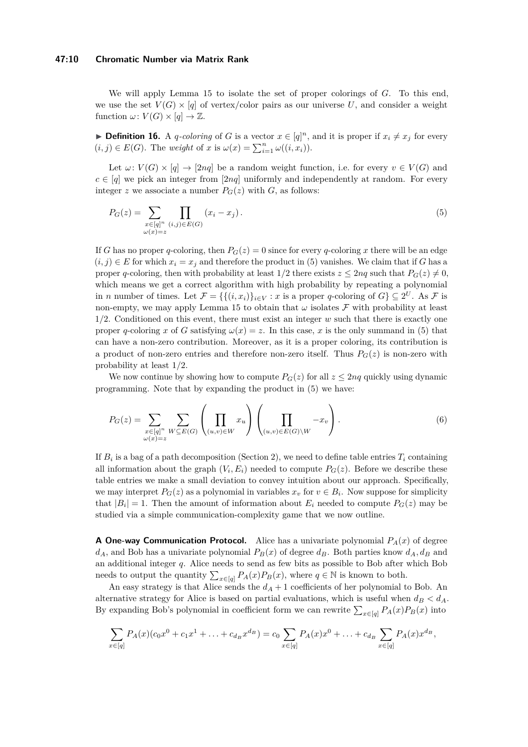We will apply Lemma 15 to isolate the set of proper colorings of $G$. To this end, we use the set $V(G) \times [q]$ of vertex/color pairs as our universe $U$, and consider a weight function $\omega\colon V(G) \times [q] \to \mathbb{Z}$.

▶ **Definition 16.** A *$q$-coloring* of $G$ is a vector $x \in [q]^n$, and it is proper if $x_i \neq x_j$ for every $(i,j) \in E(G)$. The *weight* of $x$ is $\omega(x) = \sum_{i=1}^{n} \omega((i, x_i))$.

Let $\omega\colon V(G) \times [q] \to [2nq]$ be a random weight function, i.e. for every $v \in V(G)$ and $c \in [q]$ we pick an integer from $[2nq]$ uniformly and independently at random. For every integer $z$ we associate a number $P_G(z)$ with $G$, as follows:

$$P_G(z) = \sum_{\substack{x \in [q]^n \\ \omega(x) = z}} \prod_{(i,j) \in E(G)} (x_i - x_j). \tag{5}$$

If $G$ has no proper $q$-coloring, then $P_G(z) = 0$ since for every $q$-coloring $x$ there will be an edge $(i,j) \in E$ for which $x_i = x_j$ and therefore the product in (5) vanishes. We claim that if $G$ has a proper $q$-coloring, then with probability at least $1/2$ there exists $z \leq 2nq$ such that $P_G(z) \neq 0$, which means we get a correct algorithm with high probability by repeating a polynomial in $n$ number of times. Let $\mathcal{F} = \{\{(i, x_i)\}_{i \in V} : x \text{ is a proper } q\text{-coloring of } G\} \subseteq 2^U$. As $\mathcal{F}$ is non-empty, we may apply Lemma 15 to obtain that $\omega$ isolates $\mathcal{F}$ with probability at least $1/2$. Conditioned on this event, there must exist an integer $w$ such that there is exactly one proper $q$-coloring $x$ of $G$ satisfying $\omega(x) = z$. In this case, $x$ is the only summand in (5) that can have a non-zero contribution. Moreover, as it is a proper coloring, its contribution is a product of non-zero entries and therefore non-zero itself. Thus $P_G(z)$ is non-zero with probability at least $1/2$.

We now continue by showing how to compute $P_G(z)$ for all $z \leq 2nq$ quickly using dynamic programming. Note that by expanding the product in (5) we have:

$$P_G(z) = \sum_{\substack{x \in [q]^n \\ \omega(x) = z}} \sum_{W \subseteq E(G)} \left( \prod_{(u,v) \in W} x_u \right) \left( \prod_{(u,v) \in E(G) \setminus W} -x_v \right). \tag{6}$$

If $B_i$ is a bag of a path decomposition (Section 2), we need to define table entries $T_i$ containing all information about the graph $(V_i, E_i)$ needed to compute $P_G(z)$. Before we describe these table entries we make a small deviation to convey intuition about our approach. Specifically, we may interpret $P_G(z)$ as a polynomial in variables $x_v$ for $v \in B_i$. Now suppose for simplicity that $|B_i| = 1$. Then the amount of information about $E_i$ needed to compute $P_G(z)$ may be studied via a simple communication-complexity game that we now outline.

**A One-way Communication Protocol.** Alice has a univariate polynomial $P_A(x)$ of degree $d_A$, and Bob has a univariate polynomial $P_B(x)$ of degree $d_B$. Both parties know $d_A, d_B$ and an additional integer $q$. Alice needs to send as few bits as possible to Bob after which Bob needs to output the quantity $\sum_{x \in [q]} P_A(x) P_B(x)$, where $q \in \mathbb{N}$ is known to both.

An easy strategy is that Alice sends the $d_A + 1$ coefficients of her polynomial to Bob. An alternative strategy for Alice is based on partial evaluations, which is useful when $d_B < d_A$. By expanding Bob's polynomial in coefficient form we can rewrite $\sum_{x \in [q]} P_A(x) P_B(x)$ into

$$\sum_{x \in [q]} P_A(x)(c_0 x^0 + c_1 x^1 + \ldots + c_{d_B} x^{d_B}) = c_0 \sum_{x \in [q]} P_A(x) x^0 + \ldots + c_{d_B} \sum_{x \in [q]} P_A(x) x^{d_B},$$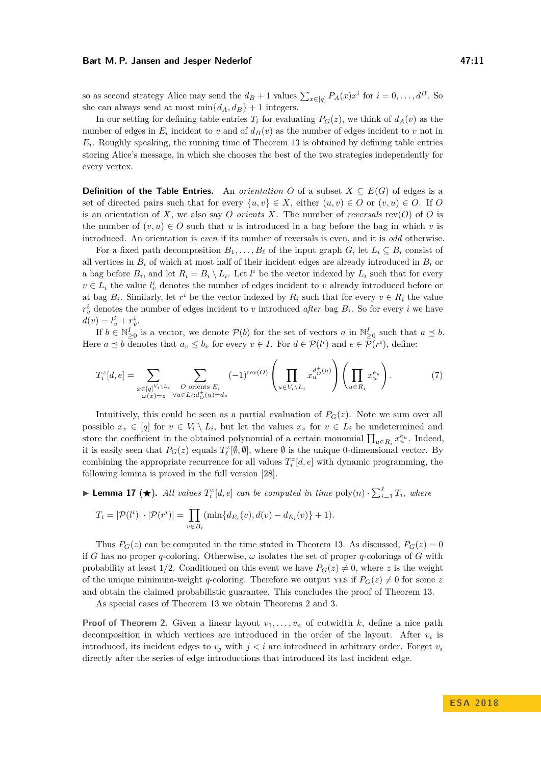so as second strategy Alice may send the $d_B + 1$ values $\sum_{x \in [q]} P_A(x) x^i$ for $i = 0, \ldots, d^B$. So she can always send at most $\min\{d_A, d_B\} + 1$ integers.

In our setting for defining table entries $T_i$ for evaluating $P_G(z)$, we think of $d_A(v)$ as the number of edges in $E_i$ incident to $v$ and of $d_B(v)$ as the number of edges incident to $v$ not in $E_i$. Roughly speaking, the running time of Theorem 13 is obtained by defining table entries storing Alice's message, in which she chooses the best of the two strategies independently for every vertex.

**Definition of the Table Entries.** An *orientation* $O$ of a subset $X \subseteq E(G)$ of edges is a set of directed pairs such that for every $\{u, v\} \in X$, either $(u, v) \in O$ or $(v, u) \in O$. If $O$ is an orientation of $X$, we also say $O$ *orients* $X$. The number of *reversals* $\text{rev}(O)$ of $O$ is the number of $(v, u) \in O$ such that $u$ is introduced in a bag before the bag in which $v$ is introduced. An orientation is *even* if its number of reversals is even, and it is *odd* otherwise.

For a fixed path decomposition $B_1, \ldots, B_\ell$ of the input graph $G$, let $L_i \subseteq B_i$ consist of all vertices in $B_i$ of which at most half of their incident edges are already introduced in $B_i$ or a bag before $B_i$, and let $R_i = B_i \setminus L_i$. Let $l^i$ be the vector indexed by $L_i$ such that for every $v \in L_i$ the value $l^i_v$ denotes the number of edges incident to $v$ already introduced before or at bag $B_i$. Similarly, let $r^i$ be the vector indexed by $R_i$ such that for every $v \in R_i$ the value $r^i_v$ denotes the number of edges incident to $v$ introduced *after* bag $B_i$. So for every $i$ we have $d(v) = l^i_v + r^i_v$.

If $b \in \mathbb{N}^I_{\geq 0}$ is a vector, we denote $\mathcal{P}(b)$ for the set of vectors $a$ in $\mathbb{N}^I_{\geq 0}$ such that $a \preceq b$. Here $a \preceq b$ denotes that $a_v \leq b_v$ for every $v \in I$. For $d \in \mathcal{P}(l^i)$ and $e \in \mathcal{P}(r^i)$, define:

$$T^z_i[d, e] = \sum_{\substack{x \in [q]^{V_i \setminus L_i} \\ \omega(x) = z}} \sum_{\substack{O \text{ orients } E_i \\ \forall u \in L_i : d^+_O(u) = d_u}} (-1)^{\text{rev}(O)} \left( \prod_{u \in V_i \setminus L_i} x_u^{d^+_O(u)} \right) \left( \prod_{u \in R_i} x_u^{e_u} \right). \tag{7}$$

Intuitively, this could be seen as a partial evaluation of $P_G(z)$. Note we sum over all possible $x_v \in [q]$ for $v \in V_i \setminus L_i$, but let the values $x_v$ for $v \in L_i$ be undetermined and store the coefficient in the obtained polynomial of a certain monomial $\prod_{u \in R_i} x_u^{e_u}$. Indeed, it is easily seen that $P_G(z)$ equals $T^z_\ell[\emptyset, \emptyset]$, where $\emptyset$ is the unique 0-dimensional vector. By combining the appropriate recurrence for all values $T^z_i[d, e]$ with dynamic programming, the following lemma is proved in the full version [28].

▶ **Lemma 17 (★).** *All values $T^z_i[d, e]$ can be computed in time $\text{poly}(n) \cdot \sum_{i=1}^{\ell} T_i$, where*

$$T_i = |\mathcal{P}(l^i)| \cdot |\mathcal{P}(r^i)| = \prod_{v \in B_i} (\min\{d_{E_i}(v), d(v) - d_{E_i}(v)\} + 1).$$

Thus $P_G(z)$ can be computed in the time stated in Theorem 13. As discussed, $P_G(z) = 0$ if $G$ has no proper $q$-coloring. Otherwise, $\omega$ isolates the set of proper $q$-colorings of $G$ with probability at least 1/2. Conditioned on this event we have $P_G(z) \neq 0$, where $z$ is the weight of the unique minimum-weight $q$-coloring. Therefore we output YES if $P_G(z) \neq 0$ for some $z$ and obtain the claimed probabilistic guarantee. This concludes the proof of Theorem 13.

As special cases of Theorem 13 we obtain Theorems 2 and 3.

**Proof of Theorem 2.** Given a linear layout $v_1, \ldots, v_n$ of cutwidth $k$, define a nice path decomposition in which vertices are introduced in the order of the layout. After $v_i$ is introduced, its incident edges to $v_j$ with $j < i$ are introduced in arbitrary order. Forget $v_i$ directly after the series of edge introductions that introduced its last incident edge.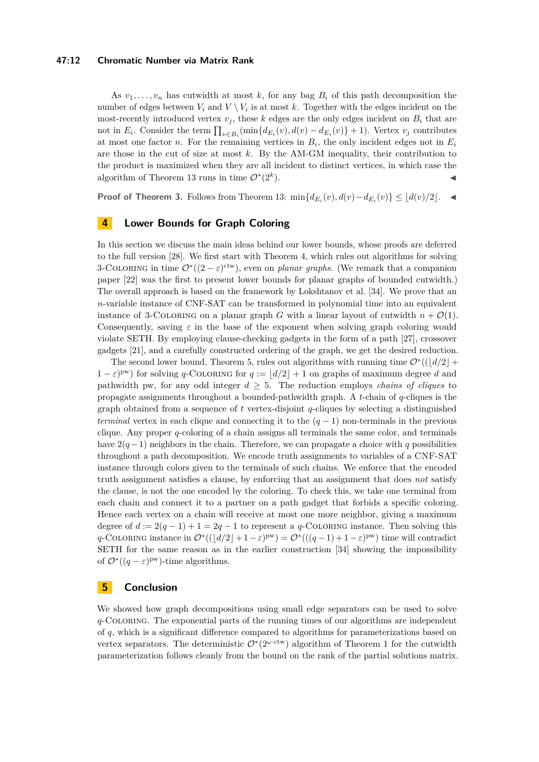As $v_1, \ldots, v_n$ has cutwidth at most $k$, for any bag $B_i$ of this path decomposition the number of edges between $V_i$ and $V \setminus V_i$ is at most $k$. Together with the edges incident on the most-recently introduced vertex $v_j$, these $k$ edges are the only edges incident on $B_i$ that are not in $E_i$. Consider the term $\prod_{v \in B_i}(\min\{d_{E_i}(v), d(v) - d_{E_i}(v)\} + 1)$. Vertex $v_j$ contributes at most one factor $n$. For the remaining vertices in $B_i$, the only incident edges not in $E_i$ are those in the cut of size at most $k$. By the AM-GM inequality, their contribution to the product is maximized when they are all incident to distinct vertices, in which case the algorithm of Theorem 13 runs in time $\mathcal{O}^*(2^k)$. ◀

**Proof of Theorem 3.** Follows from Theorem 13: $\min\{d_{E_i}(v), d(v) - d_{E_i}(v)\} \leq \lfloor d(v)/2 \rfloor$. ◀

## 4 Lower Bounds for Graph Coloring

In this section we discuss the main ideas behind our lower bounds, whose proofs are deferred to the full version [28]. We first start with Theorem 4, which rules out algorithms for solving 3-Coloring in time $\mathcal{O}^*((2-\varepsilon)^{\text{ctw}})$, even on *planar graphs*. (We remark that a companion paper [22] was the first to present lower bounds for planar graphs of bounded cutwidth.) The overall approach is based on the framework by Lokshtanov et al. [34]. We prove that an $n$-variable instance of CNF-SAT can be transformed in polynomial time into an equivalent instance of 3-Coloring on a planar graph $G$ with a linear layout of cutwidth $n + \mathcal{O}(1)$. Consequently, saving $\varepsilon$ in the base of the exponent when solving graph coloring would violate SETH. By employing clause-checking gadgets in the form of a path [27], crossover gadgets [21], and a carefully constructed ordering of the graph, we get the desired reduction.

The second lower bound, Theorem 5, rules out algorithms with running time $\mathcal{O}^*((\lfloor d/2 \rfloor + 1 - \varepsilon)^{\text{pw}})$ for solving $q$-Coloring for $q := \lfloor d/2 \rfloor + 1$ on graphs of maximum degree $d$ and pathwidth pw, for any odd integer $d \geq 5$. The reduction employs *chains of cliques* to propagate assignments throughout a bounded-pathwidth graph. A $t$-chain of $q$-cliques is the graph obtained from a sequence of $t$ vertex-disjoint $q$-cliques by selecting a distinguished *terminal* vertex in each clique and connecting it to the $(q-1)$ non-terminals in the previous clique. Any proper $q$-coloring of a chain assigns all terminals the same color, and terminals have $2(q-1)$ neighbors in the chain. Therefore, we can propagate a choice with $q$ possibilities throughout a path decomposition. We encode truth assignments to variables of a CNF-SAT instance through colors given to the terminals of such chains. We enforce that the encoded truth assignment satisfies a clause, by enforcing that an assignment that does *not* satisfy the clause, is not the one encoded by the coloring. To check this, we take one terminal from each chain and connect it to a partner on a path gadget that forbids a specific coloring. Hence each vertex on a chain will receive at most one more neighbor, giving a maximum degree of $d := 2(q-1)+1 = 2q-1$ to represent a $q$-Coloring instance. Then solving this $q$-Coloring instance in $\mathcal{O}^*((\lfloor d/2 \rfloor + 1 - \varepsilon)^{\text{pw}}) = \mathcal{O}^*(((q-1)+1-\varepsilon)^{\text{pw}})$ time will contradict SETH for the same reason as in the earlier construction [34] showing the impossibility of $\mathcal{O}^*((q-\varepsilon)^{\text{pw}})$-time algorithms.

## 5 Conclusion

We showed how graph decompositions using small edge separators can be used to solve $q$-Coloring. The exponential parts of the running times of our algorithms are independent of $q$, which is a significant difference compared to algorithms for parameterizations based on vertex separators. The deterministic $\mathcal{O}^*(2^{\omega \cdot \text{ctw}})$ algorithm of Theorem 1 for the cutwidth parameterization follows cleanly from the bound on the rank of the partial solutions matrix.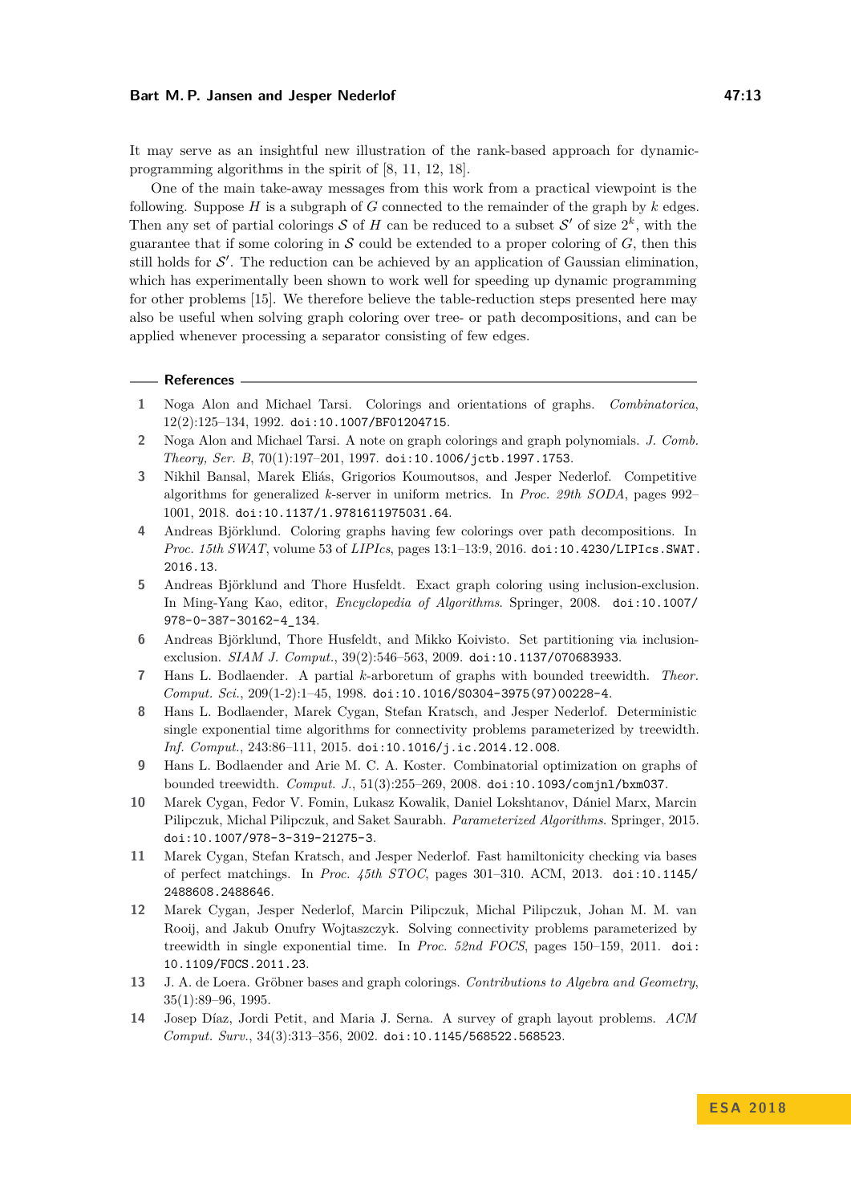It may serve as an insightful new illustration of the rank-based approach for dynamic-programming algorithms in the spirit of [8, 11, 12, 18].

One of the main take-away messages from this work from a practical viewpoint is the following. Suppose $H$ is a subgraph of $G$ connected to the remainder of the graph by $k$ edges. Then any set of partial colorings $\mathcal{S}$ of $H$ can be reduced to a subset $\mathcal{S}'$ of size $2^k$, with the guarantee that if some coloring in $\mathcal{S}$ could be extended to a proper coloring of $G$, then this still holds for $\mathcal{S}'$. The reduction can be achieved by an application of Gaussian elimination, which has experimentally been shown to work well for speeding up dynamic programming for other problems [15]. We therefore believe the table-reduction steps presented here may also be useful when solving graph coloring over tree- or path decompositions, and can be applied whenever processing a separator consisting of few edges.

## References

1. Noga Alon and Michael Tarsi. Colorings and orientations of graphs. *Combinatorica*, 12(2):125–134, 1992. doi:10.1007/BF01204715.
2. Noga Alon and Michael Tarsi. A note on graph colorings and graph polynomials. *J. Comb. Theory, Ser. B*, 70(1):197–201, 1997. doi:10.1006/jctb.1997.1753.
3. Nikhil Bansal, Marek Eliáš, Grigorios Koumoutsos, and Jesper Nederlof. Competitive algorithms for generalized $k$-server in uniform metrics. In *Proc. 29th SODA*, pages 992–1001, 2018. doi:10.1137/1.9781611975031.64.
4. Andreas Björklund. Coloring graphs having few colorings over path decompositions. In *Proc. 15th SWAT*, volume 53 of *LIPIcs*, pages 13:1–13:9, 2016. doi:10.4230/LIPIcs.SWAT.2016.13.
5. Andreas Björklund and Thore Husfeldt. Exact graph coloring using inclusion-exclusion. In Ming-Yang Kao, editor, *Encyclopedia of Algorithms*. Springer, 2008. doi:10.1007/978-0-387-30162-4_134.
6. Andreas Björklund, Thore Husfeldt, and Mikko Koivisto. Set partitioning via inclusion-exclusion. *SIAM J. Comput.*, 39(2):546–563, 2009. doi:10.1137/070683933.
7. Hans L. Bodlaender. A partial $k$-arboretum of graphs with bounded treewidth. *Theor. Comput. Sci.*, 209(1-2):1–45, 1998. doi:10.1016/S0304-3975(97)00228-4.
8. Hans L. Bodlaender, Marek Cygan, Stefan Kratsch, and Jesper Nederlof. Deterministic single exponential time algorithms for connectivity problems parameterized by treewidth. *Inf. Comput.*, 243:86–111, 2015. doi:10.1016/j.ic.2014.12.008.
9. Hans L. Bodlaender and Arie M. C. A. Koster. Combinatorial optimization on graphs of bounded treewidth. *Comput. J.*, 51(3):255–269, 2008. doi:10.1093/comjnl/bxm037.
10. Marek Cygan, Fedor V. Fomin, Lukasz Kowalik, Daniel Lokshtanov, Dániel Marx, Marcin Pilipczuk, Michal Pilipczuk, and Saket Saurabh. *Parameterized Algorithms*. Springer, 2015. doi:10.1007/978-3-319-21275-3.
11. Marek Cygan, Stefan Kratsch, and Jesper Nederlof. Fast hamiltonicity checking via bases of perfect matchings. In *Proc. 45th STOC*, pages 301–310. ACM, 2013. doi:10.1145/2488608.2488646.
12. Marek Cygan, Jesper Nederlof, Marcin Pilipczuk, Michal Pilipczuk, Johan M. M. van Rooij, and Jakub Onufry Wojtaszczyk. Solving connectivity problems parameterized by treewidth in single exponential time. In *Proc. 52nd FOCS*, pages 150–159, 2011. doi:10.1109/FOCS.2011.23.
13. J. A. de Loera. Gröbner bases and graph colorings. *Contributions to Algebra and Geometry*, 35(1):89–96, 1995.
14. Josep Díaz, Jordi Petit, and Maria J. Serna. A survey of graph layout problems. *ACM Comput. Surv.*, 34(3):313–356, 2002. doi:10.1145/568522.568523.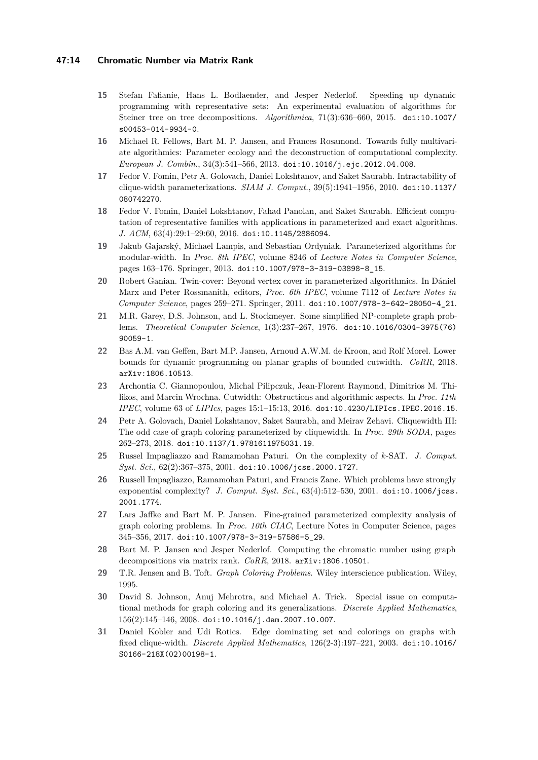15. Stefan Fafianie, Hans L. Bodlaender, and Jesper Nederlof. Speeding up dynamic programming with representative sets: An experimental evaluation of algorithms for Steiner tree on tree decompositions. *Algorithmica*, 71(3):636–660, 2015. doi:10.1007/s00453-014-9934-0.
16. Michael R. Fellows, Bart M. P. Jansen, and Frances Rosamond. Towards fully multivariate algorithmics: Parameter ecology and the deconstruction of computational complexity. *European J. Combin.*, 34(3):541–566, 2013. doi:10.1016/j.ejc.2012.04.008.
17. Fedor V. Fomin, Petr A. Golovach, Daniel Lokshtanov, and Saket Saurabh. Intractability of clique-width parameterizations. *SIAM J. Comput.*, 39(5):1941–1956, 2010. doi:10.1137/080742270.
18. Fedor V. Fomin, Daniel Lokshtanov, Fahad Panolan, and Saket Saurabh. Efficient computation of representative families with applications in parameterized and exact algorithms. *J. ACM*, 63(4):29:1–29:60, 2016. doi:10.1145/2886094.
19. Jakub Gajarský, Michael Lampis, and Sebastian Ordyniak. Parameterized algorithms for modular-width. In *Proc. 8th IPEC*, volume 8246 of *Lecture Notes in Computer Science*, pages 163–176. Springer, 2013. doi:10.1007/978-3-319-03898-8_15.
20. Robert Ganian. Twin-cover: Beyond vertex cover in parameterized algorithmics. In Dániel Marx and Peter Rossmanith, editors, *Proc. 6th IPEC*, volume 7112 of *Lecture Notes in Computer Science*, pages 259–271. Springer, 2011. doi:10.1007/978-3-642-28050-4_21.
21. M.R. Garey, D.S. Johnson, and L. Stockmeyer. Some simplified NP-complete graph problems. *Theoretical Computer Science*, 1(3):237–267, 1976. doi:10.1016/0304-3975(76)90059-1.
22. Bas A.M. van Geffen, Bart M.P. Jansen, Arnoud A.W.M. de Kroon, and Rolf Morel. Lower bounds for dynamic programming on planar graphs of bounded cutwidth. *CoRR*, 2018. arXiv:1806.10513.
23. Archontia C. Giannopoulou, Michal Pilipczuk, Jean-Florent Raymond, Dimitrios M. Thilikos, and Marcin Wrochna. Cutwidth: Obstructions and algorithmic aspects. In *Proc. 11th IPEC*, volume 63 of *LIPIcs*, pages 15:1–15:13, 2016. doi:10.4230/LIPIcs.IPEC.2016.15.
24. Petr A. Golovach, Daniel Lokshtanov, Saket Saurabh, and Meirav Zehavi. Cliquewidth III: The odd case of graph coloring parameterized by cliquewidth. In *Proc. 29th SODA*, pages 262–273, 2018. doi:10.1137/1.9781611975031.19.
25. Russel Impagliazzo and Ramamohan Paturi. On the complexity of *k*-SAT. *J. Comput. Syst. Sci.*, 62(2):367–375, 2001. doi:10.1006/jcss.2000.1727.
26. Russell Impagliazzo, Ramamohan Paturi, and Francis Zane. Which problems have strongly exponential complexity? *J. Comput. Syst. Sci.*, 63(4):512–530, 2001. doi:10.1006/jcss.2001.1774.
27. Lars Jaffke and Bart M. P. Jansen. Fine-grained parameterized complexity analysis of graph coloring problems. In *Proc. 10th CIAC*, Lecture Notes in Computer Science, pages 345–356, 2017. doi:10.1007/978-3-319-57586-5_29.
28. Bart M. P. Jansen and Jesper Nederlof. Computing the chromatic number using graph decompositions via matrix rank. *CoRR*, 2018. arXiv:1806.10501.
29. T.R. Jensen and B. Toft. *Graph Coloring Problems*. Wiley interscience publication. Wiley, 1995.
30. David S. Johnson, Anuj Mehrotra, and Michael A. Trick. Special issue on computational methods for graph coloring and its generalizations. *Discrete Applied Mathematics*, 156(2):145–146, 2008. doi:10.1016/j.dam.2007.10.007.
31. Daniel Kobler and Udi Rotics. Edge dominating set and colorings on graphs with fixed clique-width. *Discrete Applied Mathematics*, 126(2-3):197–221, 2003. doi:10.1016/S0166-218X(02)00198-1.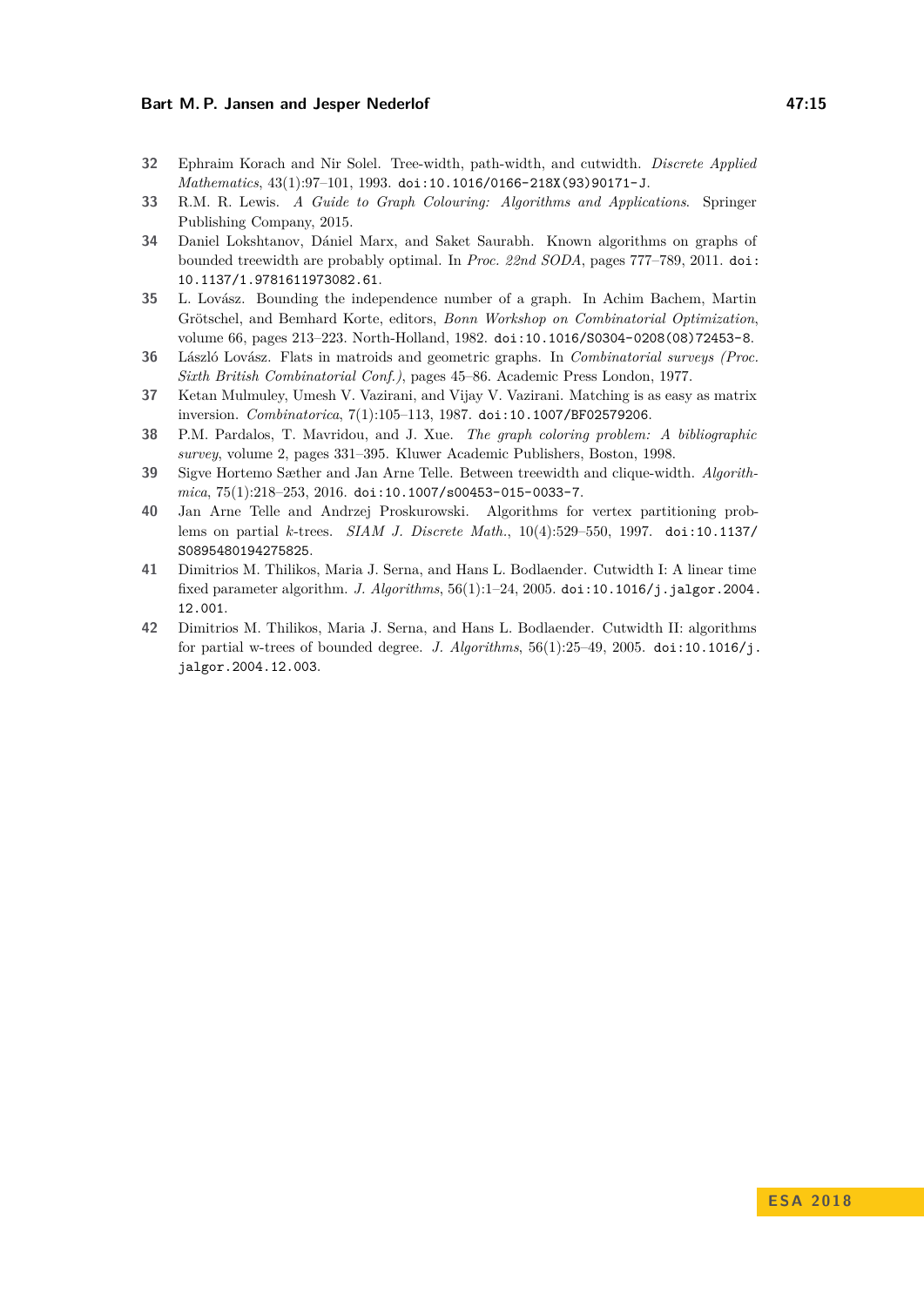32 Ephraim Korach and Nir Solel. Tree-width, path-width, and cutwidth. *Discrete Applied Mathematics*, 43(1):97–101, 1993. doi:10.1016/0166-218X(93)90171-J.

33 R.M. R. Lewis. *A Guide to Graph Colouring: Algorithms and Applications*. Springer Publishing Company, 2015.

34 Daniel Lokshtanov, Dániel Marx, and Saket Saurabh. Known algorithms on graphs of bounded treewidth are probably optimal. In *Proc. 22nd SODA*, pages 777–789, 2011. doi:10.1137/1.9781611973082.61.

35 L. Lovász. Bounding the independence number of a graph. In Achim Bachem, Martin Grötschel, and Bemhard Korte, editors, *Bonn Workshop on Combinatorial Optimization*, volume 66, pages 213–223. North-Holland, 1982. doi:10.1016/S0304-0208(08)72453-8.

36 László Lovász. Flats in matroids and geometric graphs. In *Combinatorial surveys (Proc. Sixth British Combinatorial Conf.)*, pages 45–86. Academic Press London, 1977.

37 Ketan Mulmuley, Umesh V. Vazirani, and Vijay V. Vazirani. Matching is as easy as matrix inversion. *Combinatorica*, 7(1):105–113, 1987. doi:10.1007/BF02579206.

38 P.M. Pardalos, T. Mavridou, and J. Xue. *The graph coloring problem: A bibliographic survey*, volume 2, pages 331–395. Kluwer Academic Publishers, Boston, 1998.

39 Sigve Hortemo Sæther and Jan Arne Telle. Between treewidth and clique-width. *Algorithmica*, 75(1):218–253, 2016. doi:10.1007/s00453-015-0033-7.

40 Jan Arne Telle and Andrzej Proskurowski. Algorithms for vertex partitioning problems on partial $k$-trees. *SIAM J. Discrete Math.*, 10(4):529–550, 1997. doi:10.1137/S0895480194275825.

41 Dimitrios M. Thilikos, Maria J. Serna, and Hans L. Bodlaender. Cutwidth I: A linear time fixed parameter algorithm. *J. Algorithms*, 56(1):1–24, 2005. doi:10.1016/j.jalgor.2004.12.001.

42 Dimitrios M. Thilikos, Maria J. Serna, and Hans L. Bodlaender. Cutwidth II: algorithms for partial w-trees of bounded degree. *J. Algorithms*, 56(1):25–49, 2005. doi:10.1016/j.jalgor.2004.12.003.